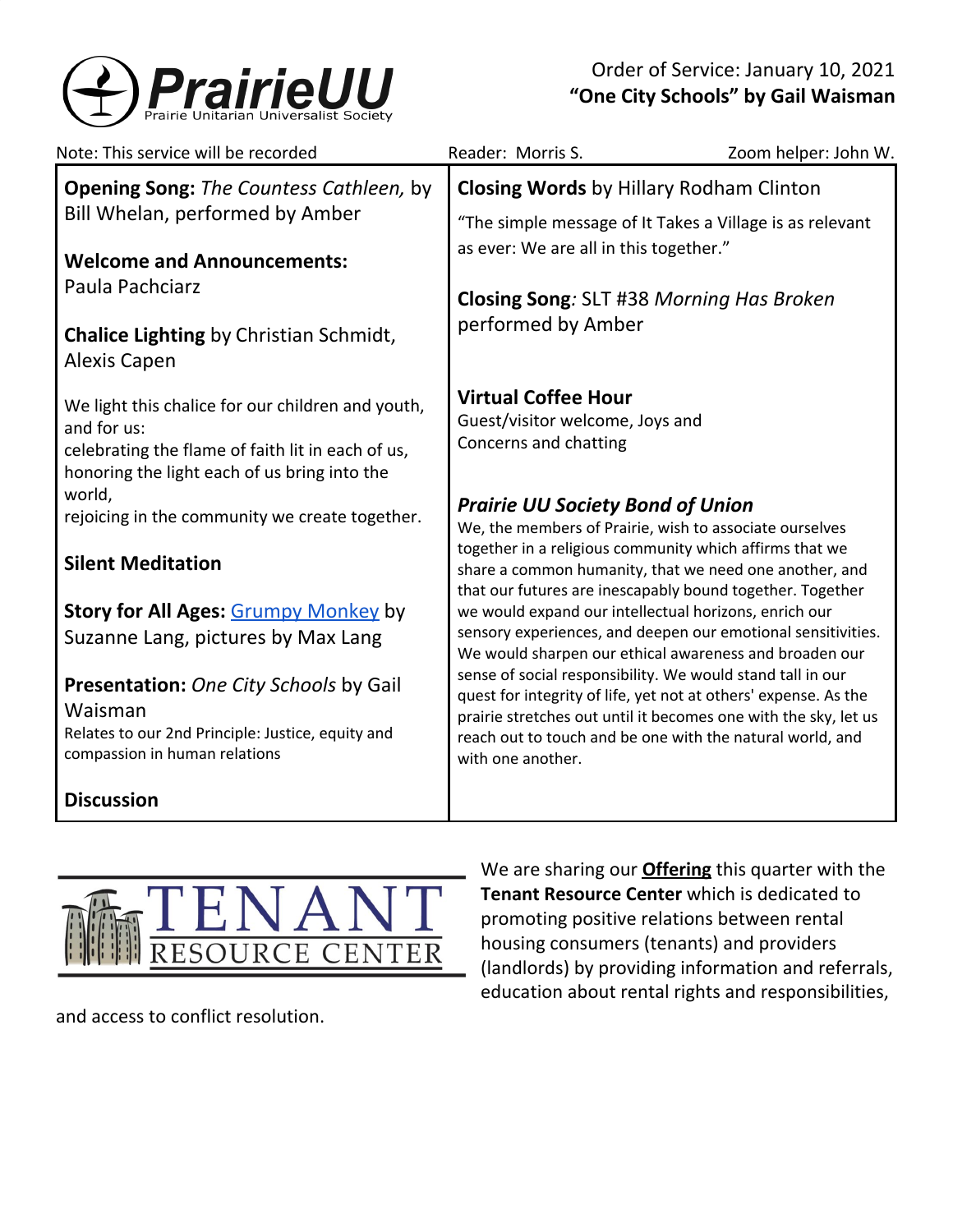PrairieUU
Prairie Unitarian Universalist Society

Order of Service: January 10, 2021
**"One City Schools" by Gail Waisman**

Note: This service will be recorded | Reader: Morris S. | Zoom helper: John W.

**Opening Song:** *The Countess Cathleen,* by Bill Whelan, performed by Amber

**Welcome and Announcements:** Paula Pachciarz

**Chalice Lighting** by Christian Schmidt, Alexis Capen

We light this chalice for our children and youth, and for us:
celebrating the flame of faith lit in each of us,
honoring the light each of us bring into the world,
rejoicing in the community we create together.

**Silent Meditation**

**Story for All Ages:** Grumpy Monkey by Suzanne Lang, pictures by Max Lang

**Presentation:** *One City Schools* by Gail Waisman
Relates to our 2nd Principle: Justice, equity and compassion in human relations

**Discussion**

**Closing Words** by Hillary Rodham Clinton

"The simple message of It Takes a Village is as relevant as ever: We are all in this together."

**Closing Song***:* SLT #38 *Morning Has Broken* performed by Amber

**Virtual Coffee Hour**
Guest/visitor welcome, Joys and Concerns and chatting

***Prairie UU Society Bond of Union***

We, the members of Prairie, wish to associate ourselves together in a religious community which affirms that we share a common humanity, that we need one another, and that our futures are inescapably bound together. Together we would expand our intellectual horizons, enrich our sensory experiences, and deepen our emotional sensitivities. We would sharpen our ethical awareness and broaden our sense of social responsibility. We would stand tall in our quest for integrity of life, yet not at others' expense. As the prairie stretches out until it becomes one with the sky, let us reach out to touch and be one with the natural world, and with one another.

TENANT RESOURCE CENTER

We are sharing our **Offering** this quarter with the **Tenant Resource Center** which is dedicated to promoting positive relations between rental housing consumers (tenants) and providers (landlords) by providing information and referrals, education about rental rights and responsibilities, and access to conflict resolution.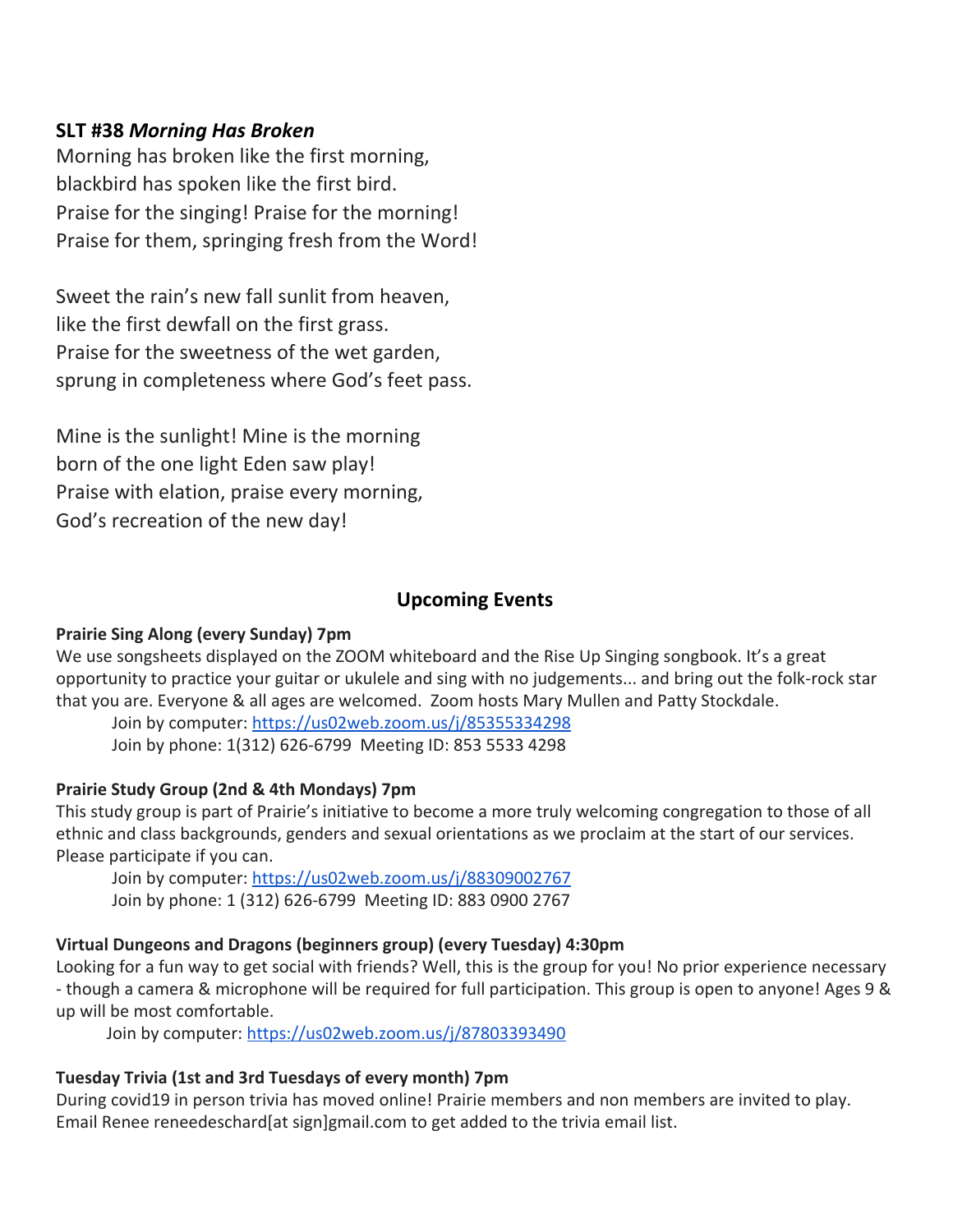**SLT #38 *Morning Has Broken***

Morning has broken like the first morning,
blackbird has spoken like the first bird.
Praise for the singing! Praise for the morning!
Praise for them, springing fresh from the Word!

Sweet the rain's new fall sunlit from heaven,
like the first dewfall on the first grass.
Praise for the sweetness of the wet garden,
sprung in completeness where God's feet pass.

Mine is the sunlight! Mine is the morning
born of the one light Eden saw play!
Praise with elation, praise every morning,
God's recreation of the new day!

## Upcoming Events

**Prairie Sing Along (every Sunday) 7pm**

We use songsheets displayed on the ZOOM whiteboard and the Rise Up Singing songbook. It's a great opportunity to practice your guitar or ukulele and sing with no judgements... and bring out the folk-rock star that you are. Everyone & all ages are welcomed. Zoom hosts Mary Mullen and Patty Stockdale.

Join by computer: https://us02web.zoom.us/j/85355334298
Join by phone: 1(312) 626-6799 Meeting ID: 853 5533 4298

**Prairie Study Group (2nd & 4th Mondays) 7pm**

This study group is part of Prairie's initiative to become a more truly welcoming congregation to those of all ethnic and class backgrounds, genders and sexual orientations as we proclaim at the start of our services. Please participate if you can.

Join by computer: https://us02web.zoom.us/j/88309002767
Join by phone: 1 (312) 626-6799 Meeting ID: 883 0900 2767

**Virtual Dungeons and Dragons (beginners group) (every Tuesday) 4:30pm**

Looking for a fun way to get social with friends? Well, this is the group for you! No prior experience necessary - though a camera & microphone will be required for full participation. This group is open to anyone! Ages 9 & up will be most comfortable.

Join by computer: https://us02web.zoom.us/j/87803393490

**Tuesday Trivia (1st and 3rd Tuesdays of every month) 7pm**

During covid19 in person trivia has moved online! Prairie members and non members are invited to play. Email Renee reneedeschard[at sign]gmail.com to get added to the trivia email list.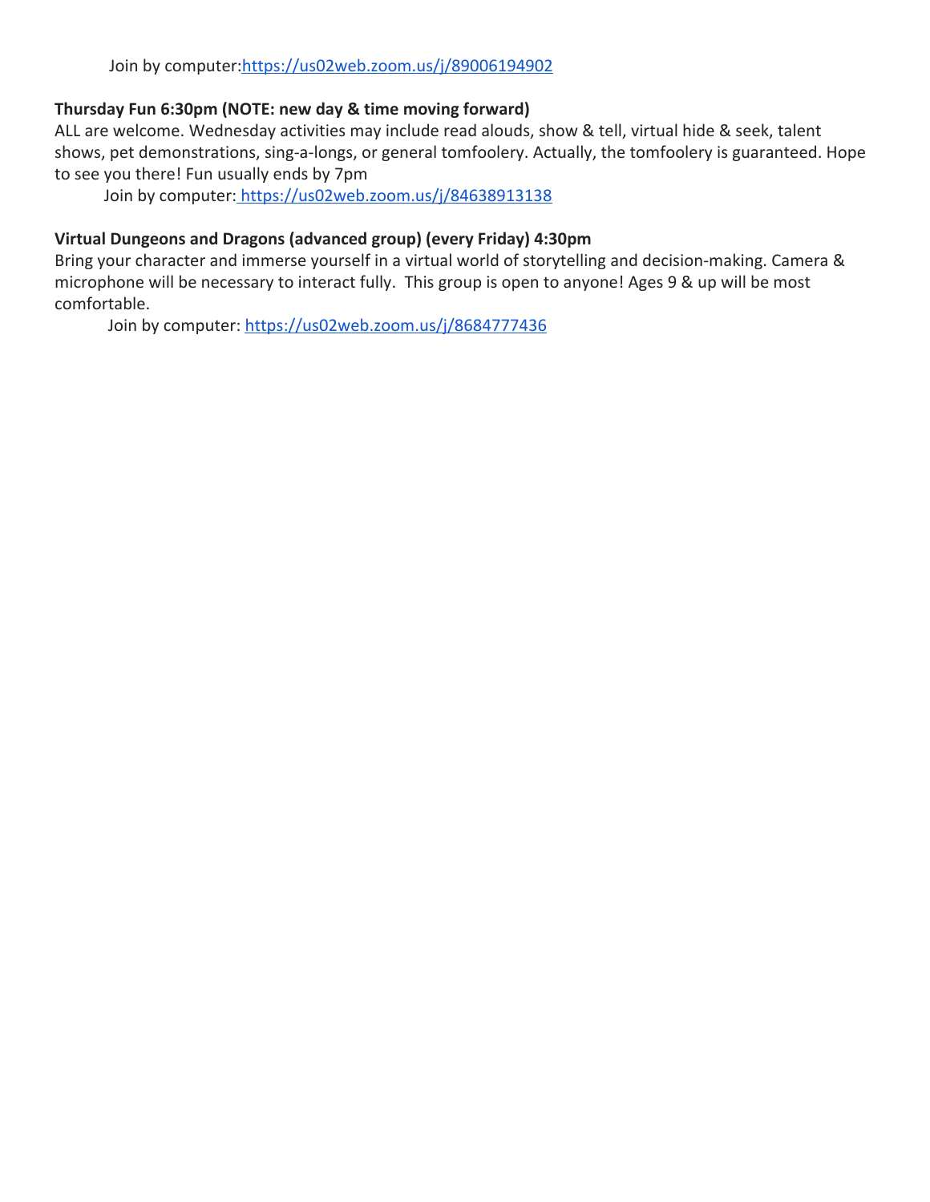Join by computer:https://us02web.zoom.us/j/89006194902

**Thursday Fun 6:30pm (NOTE: new day & time moving forward)**

ALL are welcome. Wednesday activities may include read alouds, show & tell, virtual hide & seek, talent shows, pet demonstrations, sing-a-longs, or general tomfoolery. Actually, the tomfoolery is guaranteed. Hope to see you there! Fun usually ends by 7pm

Join by computer: https://us02web.zoom.us/j/84638913138

**Virtual Dungeons and Dragons (advanced group) (every Friday) 4:30pm**

Bring your character and immerse yourself in a virtual world of storytelling and decision-making. Camera & microphone will be necessary to interact fully. This group is open to anyone! Ages 9 & up will be most comfortable.

Join by computer: https://us02web.zoom.us/j/8684777436